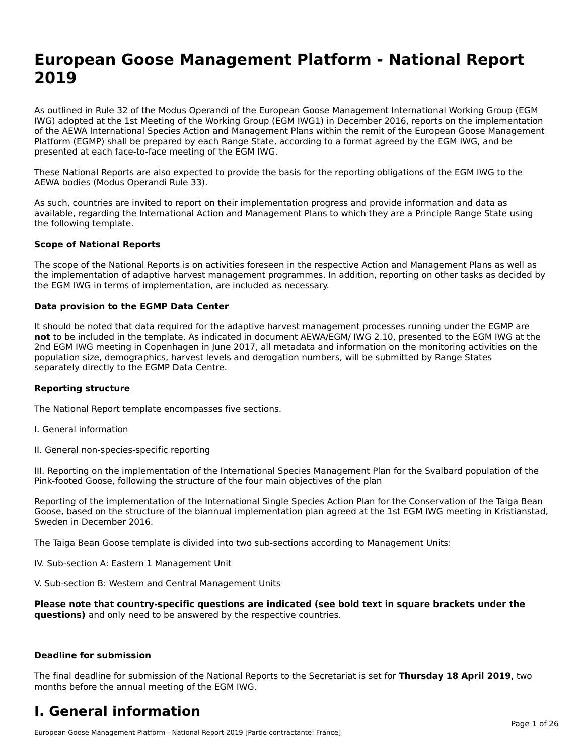# European Goose Management Platform - National Report 2019

As outlined in Rule 32 of the Modus Operandi of the European Goose Management International Working Group (EGM IWG) adopted at the 1st Meeting of the Working Group (EGM IWG1) in December 2016, reports on the implementation of the AEWA International Species Action and Management Plans within the remit of the European Goose Management Platform (EGMP) shall be prepared by each Range State, according to a format agreed by the EGM IWG, and be presented at each face-to-face meeting of the EGM IWG.

These National Reports are also expected to provide the basis for the reporting obligations of the EGM IWG to the AEWA bodies (Modus Operandi Rule 33).

As such, countries are invited to report on their implementation progress and provide information and data as available, regarding the International Action and Management Plans to which they are a Principle Range State using the following template.

**Scope of National Reports**

The scope of the National Reports is on activities foreseen in the respective Action and Management Plans as well as the implementation of adaptive harvest management programmes. In addition, reporting on other tasks as decided by the EGM IWG in terms of implementation, are included as necessary.

**Data provision to the EGMP Data Center**

It should be noted that data required for the adaptive harvest management processes running under the EGMP are **not** to be included in the template. As indicated in document AEWA/EGM/ IWG 2.10, presented to the EGM IWG at the 2nd EGM IWG meeting in Copenhagen in June 2017, all metadata and information on the monitoring activities on the population size, demographics, harvest levels and derogation numbers, will be submitted by Range States separately directly to the EGMP Data Centre.

**Reporting structure**

The National Report template encompasses five sections.

I. General information

II. General non-species-specific reporting

III. Reporting on the implementation of the International Species Management Plan for the Svalbard population of the Pink-footed Goose, following the structure of the four main objectives of the plan

Reporting of the implementation of the International Single Species Action Plan for the Conservation of the Taiga Bean Goose, based on the structure of the biannual implementation plan agreed at the 1st EGM IWG meeting in Kristianstad, Sweden in December 2016.

The Taiga Bean Goose template is divided into two sub-sections according to Management Units:

IV. Sub-section A: Eastern 1 Management Unit

V. Sub-section B: Western and Central Management Units

**Please note that country-specific questions are indicated (see bold text in square brackets under the questions)** and only need to be answered by the respective countries.

**Deadline for submission**

The final deadline for submission of the National Reports to the Secretariat is set for **Thursday 18 April 2019**, two months before the annual meeting of the EGM IWG.

# I. General information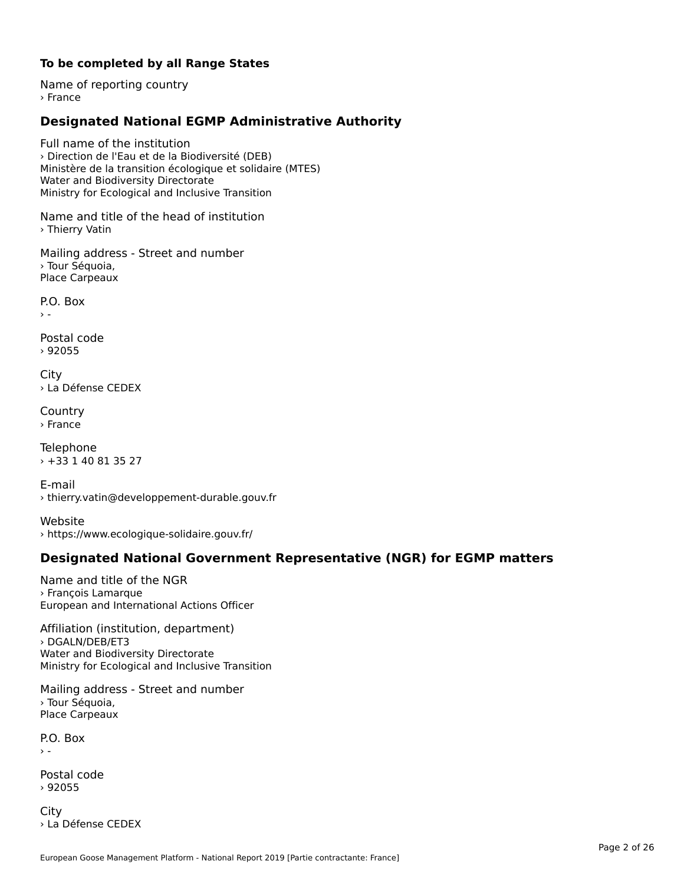**To be completed by all Range States**

Name of reporting country
› France

## Designated National EGMP Administrative Authority

Full name of the institution
› Direction de l'Eau et de la Biodiversité (DEB)
Ministère de la transition écologique et solidaire (MTES)
Water and Biodiversity Directorate
Ministry for Ecological and Inclusive Transition

Name and title of the head of institution
› Thierry Vatin

Mailing address - Street and number
› Tour Séquoia,
Place Carpeaux

P.O. Box
› -

Postal code
› 92055

City
› La Défense CEDEX

Country
› France

Telephone
› +33 1 40 81 35 27

E-mail
› thierry.vatin@developpement-durable.gouv.fr

Website
› https://www.ecologique-solidaire.gouv.fr/

## Designated National Government Representative (NGR) for EGMP matters

Name and title of the NGR
› François Lamarque
European and International Actions Officer

Affiliation (institution, department)
› DGALN/DEB/ET3
Water and Biodiversity Directorate
Ministry for Ecological and Inclusive Transition

Mailing address - Street and number
› Tour Séquoia,
Place Carpeaux

P.O. Box
› -

Postal code
› 92055

City
› La Défense CEDEX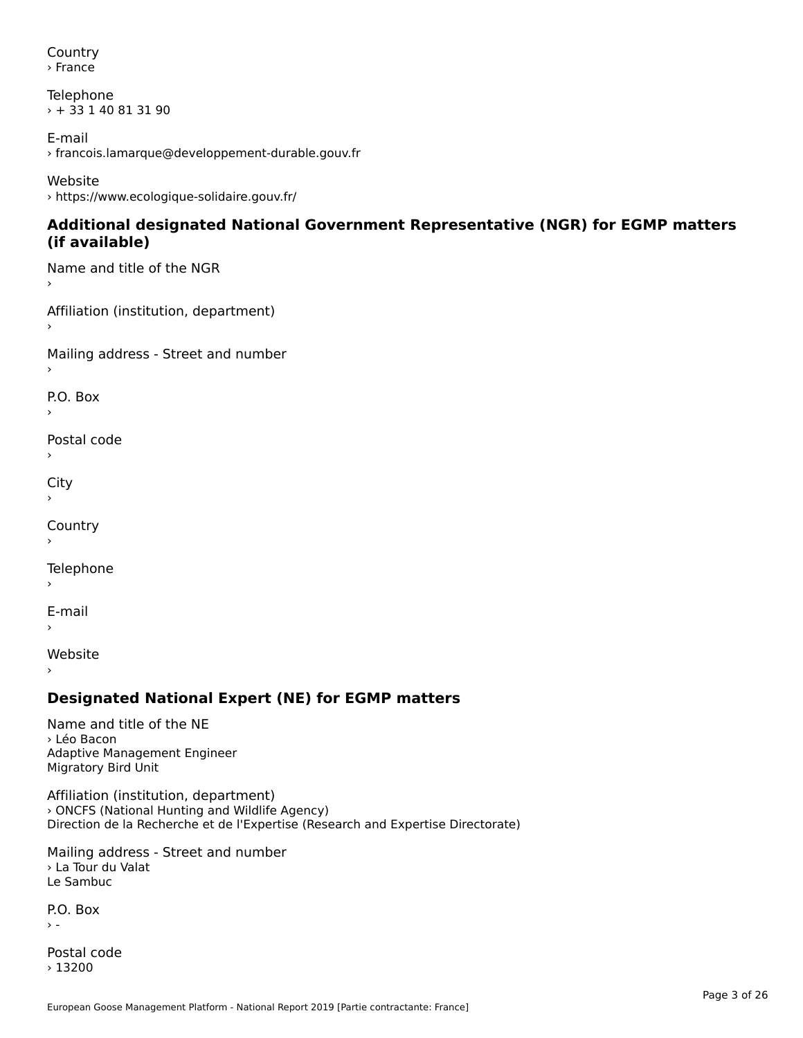Country
› France

Telephone
› + 33 1 40 81 31 90

E-mail
› francois.lamarque@developpement-durable.gouv.fr

Website
› https://www.ecologique-solidaire.gouv.fr/

## Additional designated National Government Representative (NGR) for EGMP matters (if available)

Name and title of the NGR
›

Affiliation (institution, department)
›

Mailing address - Street and number
›

P.O. Box
›

Postal code
›

City
›

Country
›

Telephone
›

E-mail
›

Website
›

## Designated National Expert (NE) for EGMP matters

Name and title of the NE
› Léo Bacon
Adaptive Management Engineer
Migratory Bird Unit

Affiliation (institution, department)
› ONCFS (National Hunting and Wildlife Agency)
Direction de la Recherche et de l'Expertise (Research and Expertise Directorate)

Mailing address - Street and number
› La Tour du Valat
Le Sambuc

P.O. Box
› -

Postal code
› 13200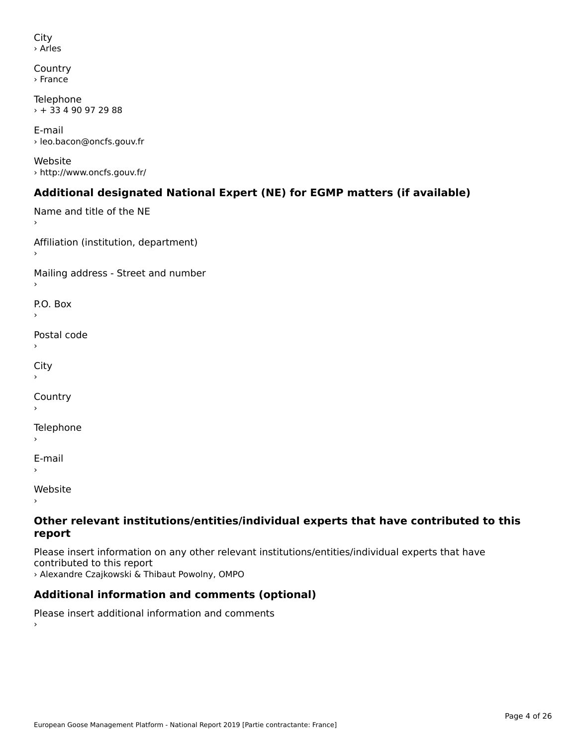City
› Arles

Country
› France

Telephone
› + 33 4 90 97 29 88

E-mail
› leo.bacon@oncfs.gouv.fr

Website
› http://www.oncfs.gouv.fr/

## Additional designated National Expert (NE) for EGMP matters (if available)

Name and title of the NE
›

Affiliation (institution, department)
›

Mailing address - Street and number
›

P.O. Box
›

Postal code
›

City
›

Country
›

Telephone
›

E-mail
›

Website
›

## Other relevant institutions/entities/individual experts that have contributed to this report

Please insert information on any other relevant institutions/entities/individual experts that have contributed to this report
› Alexandre Czajkowski & Thibaut Powolny, OMPO

## Additional information and comments (optional)

Please insert additional information and comments
›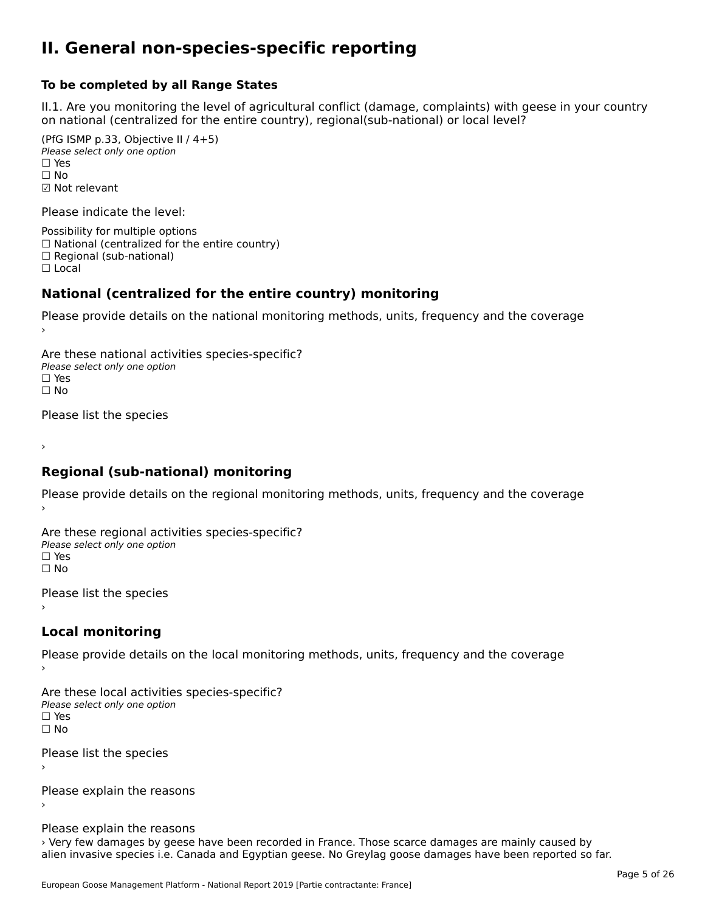# II. General non-species-specific reporting

**To be completed by all Range States**

II.1. Are you monitoring the level of agricultural conflict (damage, complaints) with geese in your country on national (centralized for the entire country), regional(sub-national) or local level?

(PfG ISMP p.33, Objective II / 4+5)

*Please select only one option*

☐ Yes
☐ No
☑ Not relevant

Please indicate the level:

Possibility for multiple options

☐ National (centralized for the entire country)
☐ Regional (sub-national)
☐ Local

## National (centralized for the entire country) monitoring

Please provide details on the national monitoring methods, units, frequency and the coverage

›

Are these national activities species-specific?

*Please select only one option*

☐ Yes
☐ No

Please list the species

›

## Regional (sub-national) monitoring

Please provide details on the regional monitoring methods, units, frequency and the coverage

›

Are these regional activities species-specific?

*Please select only one option*

☐ Yes
☐ No

Please list the species

›

## Local monitoring

Please provide details on the local monitoring methods, units, frequency and the coverage

›

Are these local activities species-specific?

*Please select only one option*

☐ Yes
☐ No

Please list the species

›

Please explain the reasons

›

Please explain the reasons

› Very few damages by geese have been recorded in France. Those scarce damages are mainly caused by alien invasive species i.e. Canada and Egyptian geese. No Greylag goose damages have been reported so far.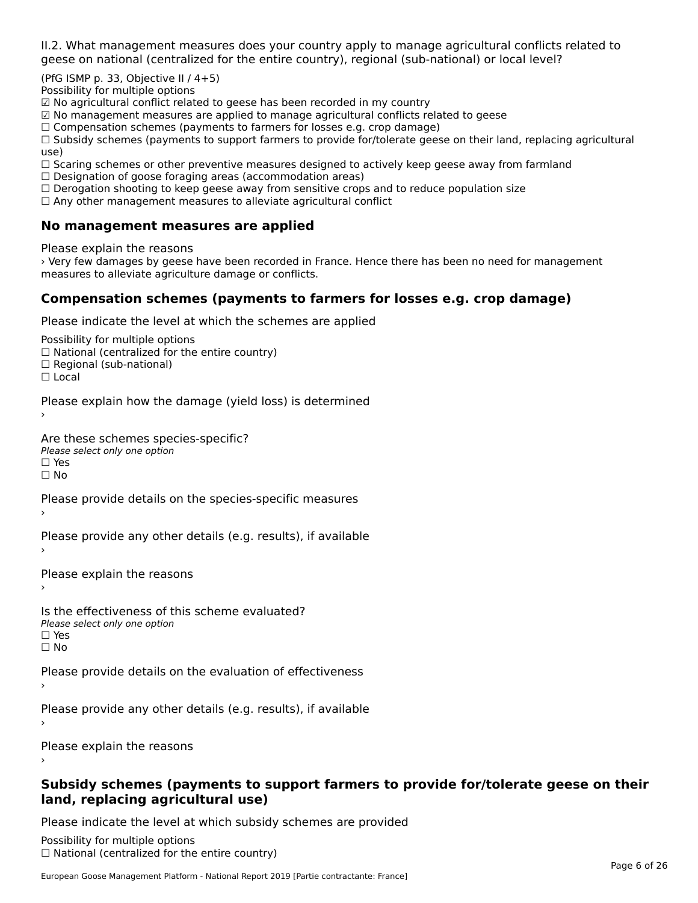II.2. What management measures does your country apply to manage agricultural conflicts related to geese on national (centralized for the entire country), regional (sub-national) or local level?

(PfG ISMP p. 33, Objective II / 4+5)
Possibility for multiple options
☑ No agricultural conflict related to geese has been recorded in my country
☑ No management measures are applied to manage agricultural conflicts related to geese
☐ Compensation schemes (payments to farmers for losses e.g. crop damage)
☐ Subsidy schemes (payments to support farmers to provide for/tolerate geese on their land, replacing agricultural use)
☐ Scaring schemes or other preventive measures designed to actively keep geese away from farmland
☐ Designation of goose foraging areas (accommodation areas)
☐ Derogation shooting to keep geese away from sensitive crops and to reduce population size
☐ Any other management measures to alleviate agricultural conflict

### No management measures are applied

Please explain the reasons
› Very few damages by geese have been recorded in France. Hence there has been no need for management measures to alleviate agriculture damage or conflicts.

### Compensation schemes (payments to farmers for losses e.g. crop damage)

Please indicate the level at which the schemes are applied

Possibility for multiple options
☐ National (centralized for the entire country)
☐ Regional (sub-national)
☐ Local

Please explain how the damage (yield loss) is determined
›

Are these schemes species-specific?
*Please select only one option*
☐ Yes
☐ No

Please provide details on the species-specific measures
›

Please provide any other details (e.g. results), if available
›

Please explain the reasons
›

Is the effectiveness of this scheme evaluated?
*Please select only one option*
☐ Yes
☐ No

Please provide details on the evaluation of effectiveness
›

Please provide any other details (e.g. results), if available
›

Please explain the reasons
›

### Subsidy schemes (payments to support farmers to provide for/tolerate geese on their land, replacing agricultural use)

Please indicate the level at which subsidy schemes are provided

Possibility for multiple options
☐ National (centralized for the entire country)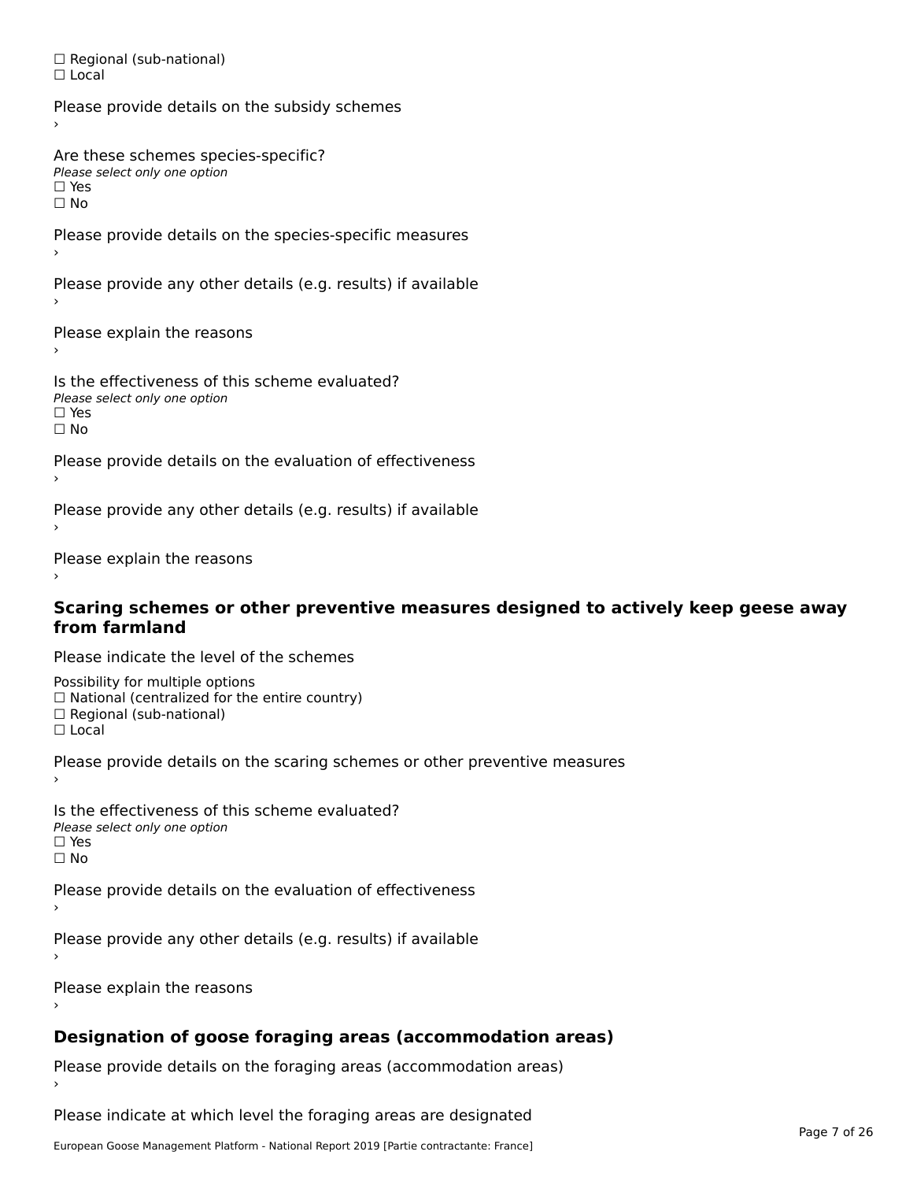☐ Regional (sub-national)
☐ Local

Please provide details on the subsidy schemes
›

Are these schemes species-specific?
*Please select only one option*
☐ Yes
☐ No

Please provide details on the species-specific measures
›

Please provide any other details (e.g. results) if available
›

Please explain the reasons
›

Is the effectiveness of this scheme evaluated?
*Please select only one option*
☐ Yes
☐ No

Please provide details on the evaluation of effectiveness
›

Please provide any other details (e.g. results) if available
›

Please explain the reasons
›

## Scaring schemes or other preventive measures designed to actively keep geese away from farmland

Please indicate the level of the schemes

Possibility for multiple options
☐ National (centralized for the entire country)
☐ Regional (sub-national)
☐ Local

Please provide details on the scaring schemes or other preventive measures
›

Is the effectiveness of this scheme evaluated?
*Please select only one option*
☐ Yes
☐ No

Please provide details on the evaluation of effectiveness
›

Please provide any other details (e.g. results) if available
›

Please explain the reasons
›

## Designation of goose foraging areas (accommodation areas)

Please provide details on the foraging areas (accommodation areas)
›

Please indicate at which level the foraging areas are designated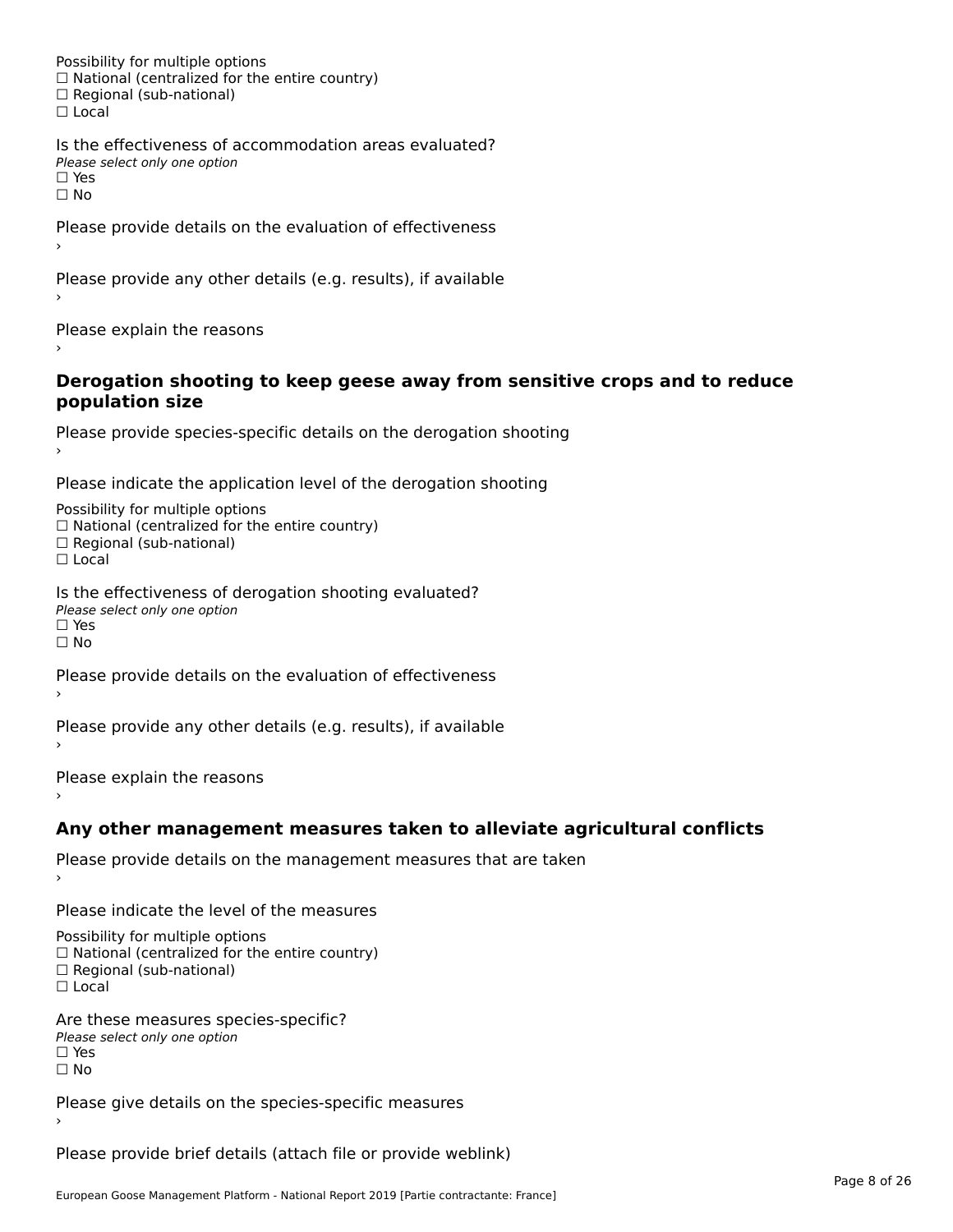Possibility for multiple options
☐ National (centralized for the entire country)
☐ Regional (sub-national)
☐ Local

Is the effectiveness of accommodation areas evaluated?
*Please select only one option*
☐ Yes
☐ No

Please provide details on the evaluation of effectiveness
›

Please provide any other details (e.g. results), if available
›

Please explain the reasons
›

## Derogation shooting to keep geese away from sensitive crops and to reduce population size

Please provide species-specific details on the derogation shooting
›

Please indicate the application level of the derogation shooting

Possibility for multiple options
☐ National (centralized for the entire country)
☐ Regional (sub-national)
☐ Local

Is the effectiveness of derogation shooting evaluated?
*Please select only one option*
☐ Yes
☐ No

Please provide details on the evaluation of effectiveness
›

Please provide any other details (e.g. results), if available
›

Please explain the reasons
›

## Any other management measures taken to alleviate agricultural conflicts

Please provide details on the management measures that are taken
›

Please indicate the level of the measures

Possibility for multiple options
☐ National (centralized for the entire country)
☐ Regional (sub-national)
☐ Local

Are these measures species-specific?
*Please select only one option*
☐ Yes
☐ No

Please give details on the species-specific measures
›

Please provide brief details (attach file or provide weblink)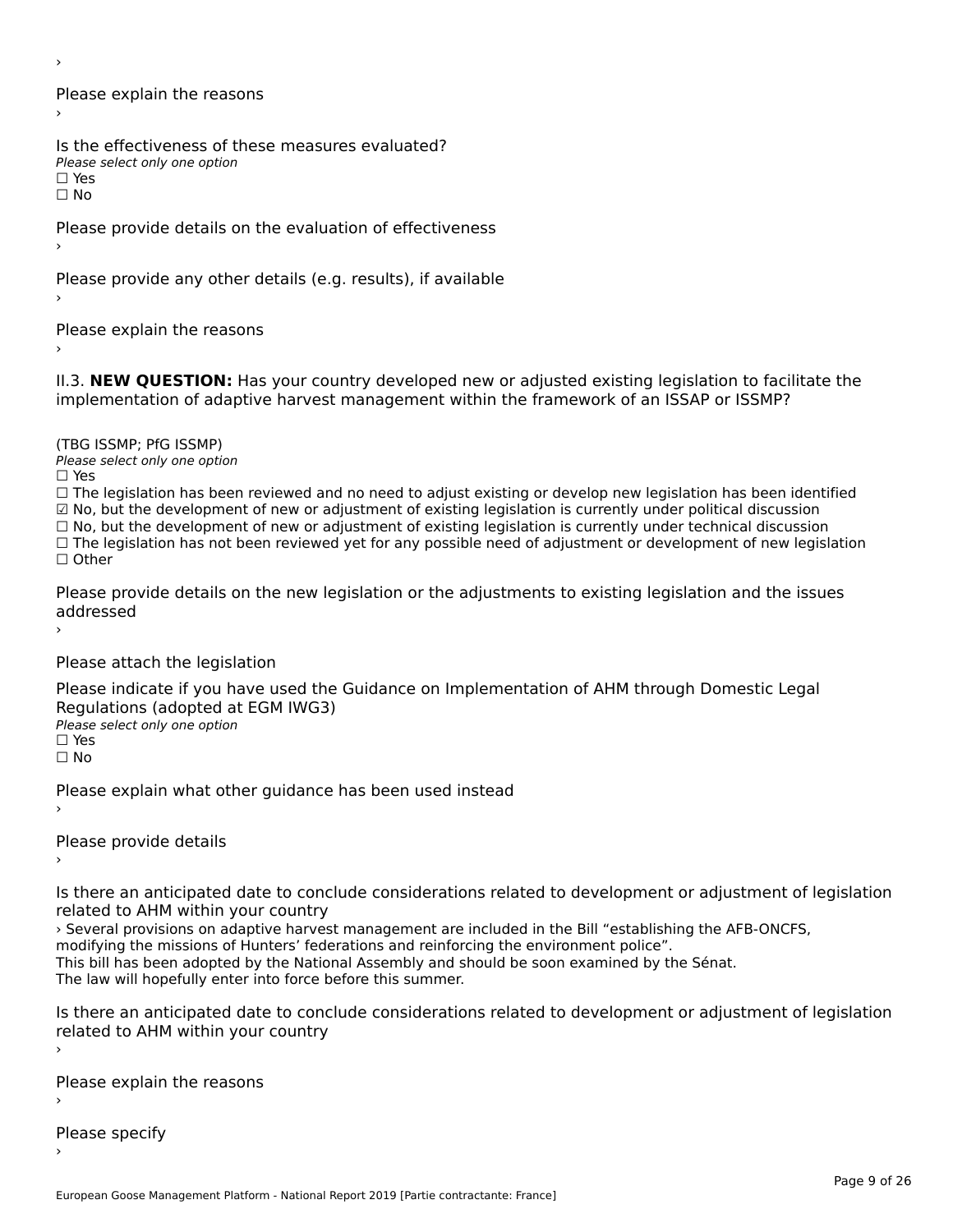›

Please explain the reasons

›

Is the effectiveness of these measures evaluated?

*Please select only one option*

☐ Yes

☐ No

Please provide details on the evaluation of effectiveness

›

Please provide any other details (e.g. results), if available

›

Please explain the reasons

›

II.3. **NEW QUESTION:** Has your country developed new or adjusted existing legislation to facilitate the implementation of adaptive harvest management within the framework of an ISSAP or ISSMP?

(TBG ISSMP; PfG ISSMP)

*Please select only one option*

☐ Yes

☐ The legislation has been reviewed and no need to adjust existing or develop new legislation has been identified

☑ No, but the development of new or adjustment of existing legislation is currently under political discussion

☐ No, but the development of new or adjustment of existing legislation is currently under technical discussion

☐ The legislation has not been reviewed yet for any possible need of adjustment or development of new legislation

☐ Other

Please provide details on the new legislation or the adjustments to existing legislation and the issues addressed

›

Please attach the legislation

Please indicate if you have used the Guidance on Implementation of AHM through Domestic Legal Regulations (adopted at EGM IWG3)

*Please select only one option*

☐ Yes

☐ No

Please explain what other guidance has been used instead

›

Please provide details

›

Is there an anticipated date to conclude considerations related to development or adjustment of legislation related to AHM within your country

› Several provisions on adaptive harvest management are included in the Bill “establishing the AFB-ONCFS, modifying the missions of Hunters’ federations and reinforcing the environment police”.
This bill has been adopted by the National Assembly and should be soon examined by the Sénat.
The law will hopefully enter into force before this summer.

Is there an anticipated date to conclude considerations related to development or adjustment of legislation related to AHM within your country

›

Please explain the reasons

›

Please specify

›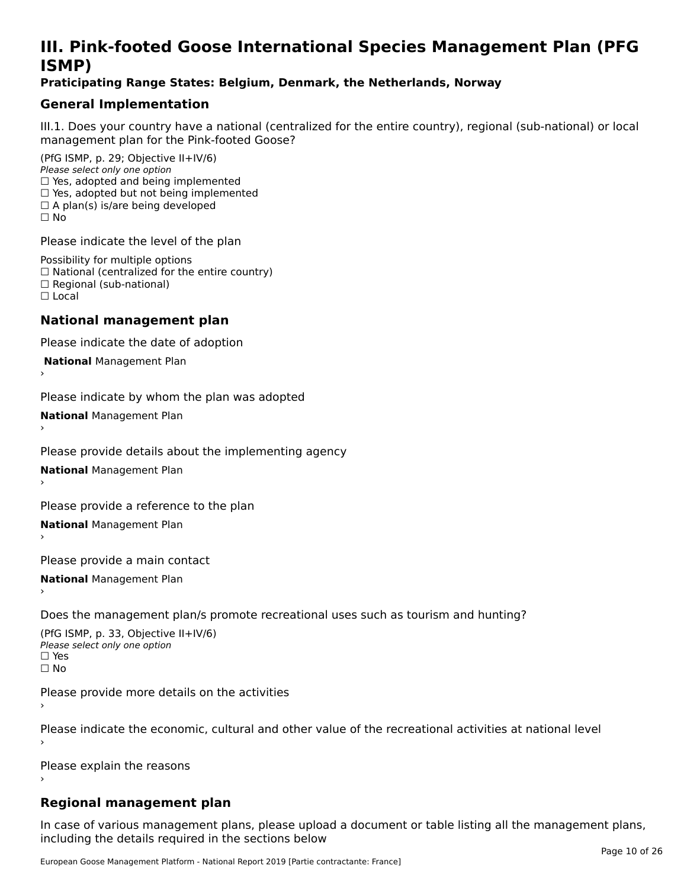# III. Pink-footed Goose International Species Management Plan (PFG ISMP)

**Praticipating Range States: Belgium, Denmark, the Netherlands, Norway**

## General Implementation

III.1. Does your country have a national (centralized for the entire country), regional (sub-national) or local management plan for the Pink-footed Goose?

(PfG ISMP, p. 29; Objective II+IV/6)
*Please select only one option*
☐ Yes, adopted and being implemented
☐ Yes, adopted but not being implemented
☐ A plan(s) is/are being developed
☐ No

Please indicate the level of the plan

Possibility for multiple options
☐ National (centralized for the entire country)
☐ Regional (sub-national)
☐ Local

## National management plan

Please indicate the date of adoption

**National** Management Plan
›

Please indicate by whom the plan was adopted

**National** Management Plan
›

Please provide details about the implementing agency

**National** Management Plan
›

Please provide a reference to the plan

**National** Management Plan
›

Please provide a main contact

**National** Management Plan
›

Does the management plan/s promote recreational uses such as tourism and hunting?

(PfG ISMP, p. 33, Objective II+IV/6)
*Please select only one option*
☐ Yes
☐ No

Please provide more details on the activities
›

Please indicate the economic, cultural and other value of the recreational activities at national level
›

Please explain the reasons
›

## Regional management plan

In case of various management plans, please upload a document or table listing all the management plans, including the details required in the sections below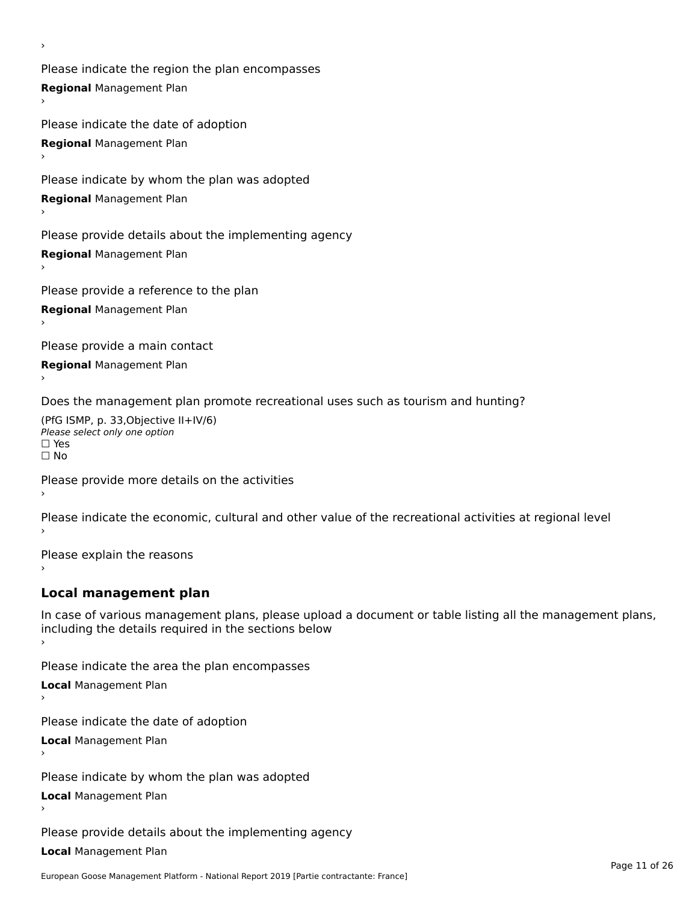›

Please indicate the region the plan encompasses

**Regional** Management Plan

›

Please indicate the date of adoption

**Regional** Management Plan

›

Please indicate by whom the plan was adopted

**Regional** Management Plan

›

Please provide details about the implementing agency

**Regional** Management Plan

›

Please provide a reference to the plan

**Regional** Management Plan

›

Please provide a main contact

**Regional** Management Plan

›

Does the management plan promote recreational uses such as tourism and hunting?

(PfG ISMP, p. 33,Objective II+IV/6)

*Please select only one option*

☐ Yes

☐ No

Please provide more details on the activities

›

Please indicate the economic, cultural and other value of the recreational activities at regional level

›

Please explain the reasons

›

## Local management plan

In case of various management plans, please upload a document or table listing all the management plans, including the details required in the sections below

›

Please indicate the area the plan encompasses

**Local** Management Plan

›

Please indicate the date of adoption

**Local** Management Plan

›

Please indicate by whom the plan was adopted

**Local** Management Plan

›

Please provide details about the implementing agency

**Local** Management Plan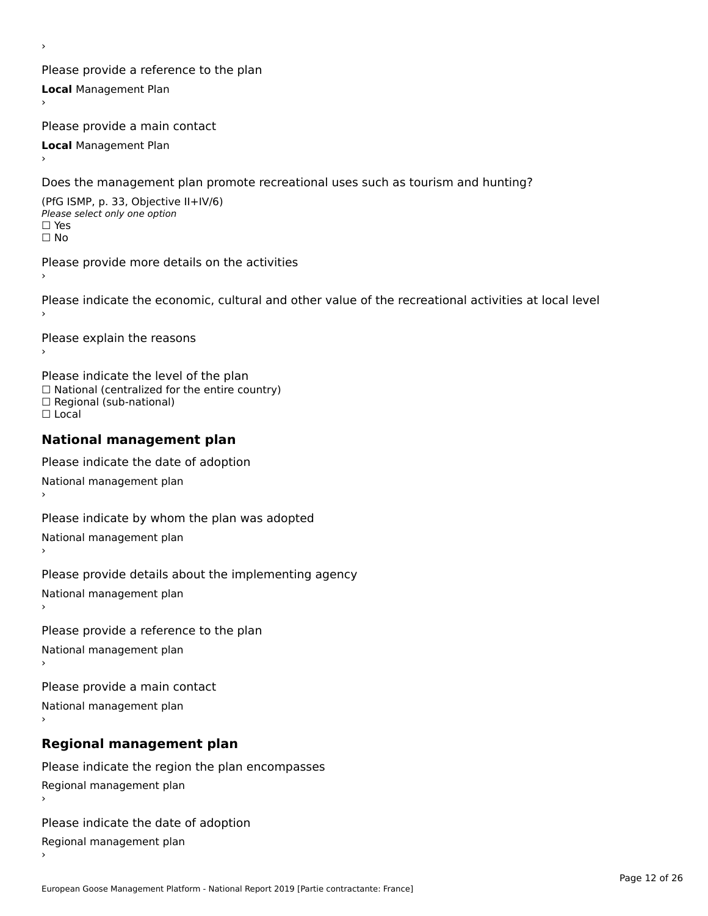›

Please provide a reference to the plan

**Local** Management Plan

›

Please provide a main contact

**Local** Management Plan

›

Does the management plan promote recreational uses such as tourism and hunting?

(PfG ISMP, p. 33, Objective II+IV/6)

*Please select only one option*

☐ Yes
☐ No

Please provide more details on the activities

›

Please indicate the economic, cultural and other value of the recreational activities at local level

›

Please explain the reasons

›

Please indicate the level of the plan

☐ National (centralized for the entire country)
☐ Regional (sub-national)
☐ Local

## National management plan

Please indicate the date of adoption

National management plan

›

Please indicate by whom the plan was adopted

National management plan

›

Please provide details about the implementing agency

National management plan

›

Please provide a reference to the plan

National management plan

›

Please provide a main contact

National management plan

›

## Regional management plan

Please indicate the region the plan encompasses

Regional management plan

›

Please indicate the date of adoption

Regional management plan

›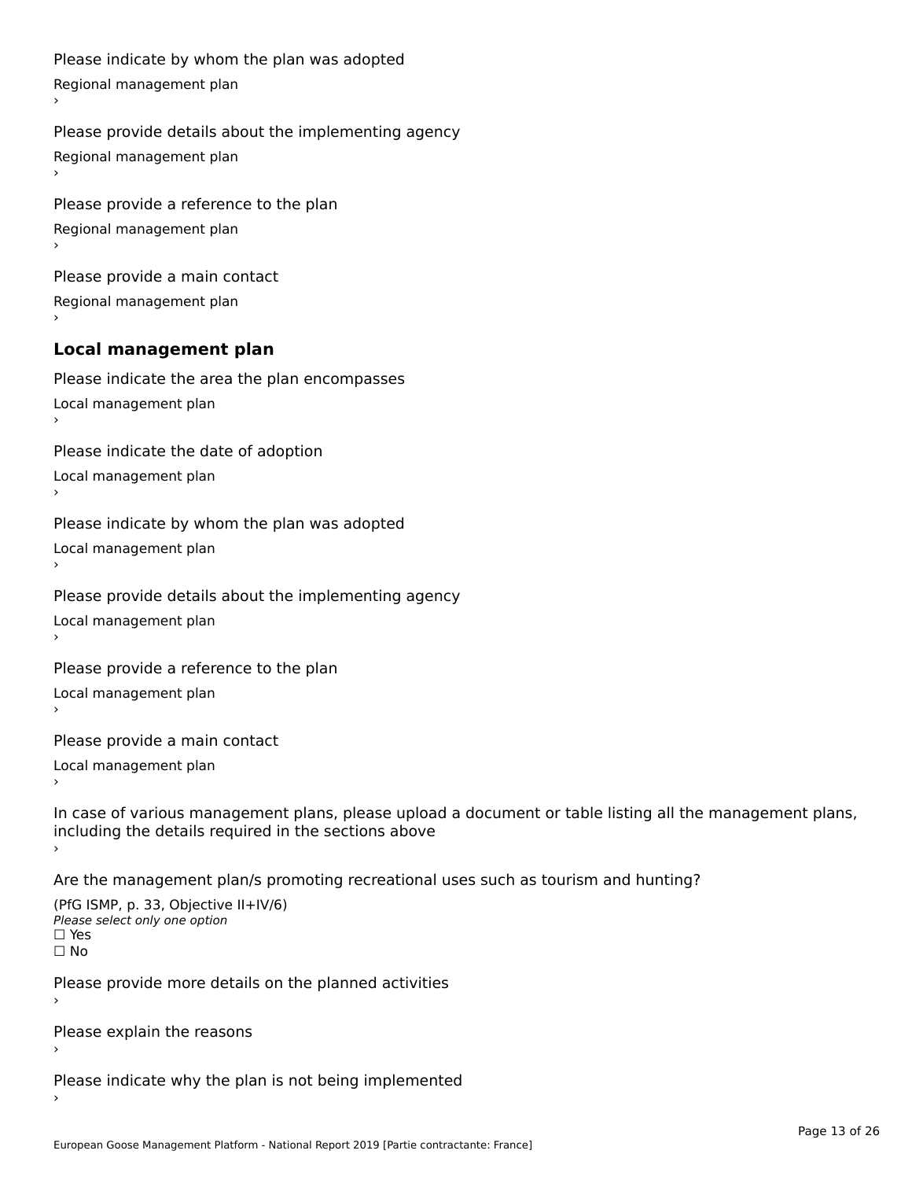Please indicate by whom the plan was adopted

Regional management plan

›

Please provide details about the implementing agency

Regional management plan

›

Please provide a reference to the plan

Regional management plan

›

Please provide a main contact

Regional management plan

›

## Local management plan

Please indicate the area the plan encompasses

Local management plan

›

Please indicate the date of adoption

Local management plan

›

Please indicate by whom the plan was adopted

Local management plan

›

Please provide details about the implementing agency

Local management plan

›

Please provide a reference to the plan

Local management plan

›

Please provide a main contact

Local management plan

›

In case of various management plans, please upload a document or table listing all the management plans, including the details required in the sections above

›

Are the management plan/s promoting recreational uses such as tourism and hunting?

(PfG ISMP, p. 33, Objective II+IV/6)

*Please select only one option*

☐ Yes

☐ No

Please provide more details on the planned activities

›

Please explain the reasons

›

Please indicate why the plan is not being implemented

›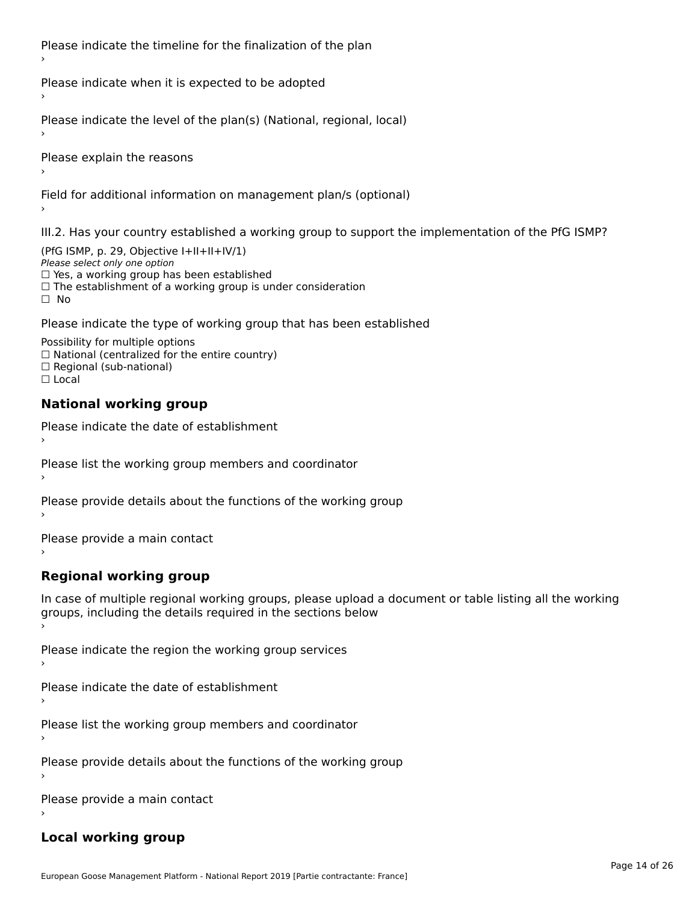Please indicate the timeline for the finalization of the plan

›

Please indicate when it is expected to be adopted

›

Please indicate the level of the plan(s) (National, regional, local)

›

Please explain the reasons

›

Field for additional information on management plan/s (optional)

›

III.2. Has your country established a working group to support the implementation of the PfG ISMP?

(PfG ISMP, p. 29, Objective I+II+II+IV/1)

*Please select only one option*

☐ Yes, a working group has been established

☐ The establishment of a working group is under consideration

☐ No

Please indicate the type of working group that has been established

Possibility for multiple options

☐ National (centralized for the entire country)

☐ Regional (sub-national)

☐ Local

## National working group

Please indicate the date of establishment

›

Please list the working group members and coordinator

›

Please provide details about the functions of the working group

›

Please provide a main contact

›

## Regional working group

In case of multiple regional working groups, please upload a document or table listing all the working groups, including the details required in the sections below

›

Please indicate the region the working group services

›

Please indicate the date of establishment

›

Please list the working group members and coordinator

›

Please provide details about the functions of the working group

›

Please provide a main contact

›

## Local working group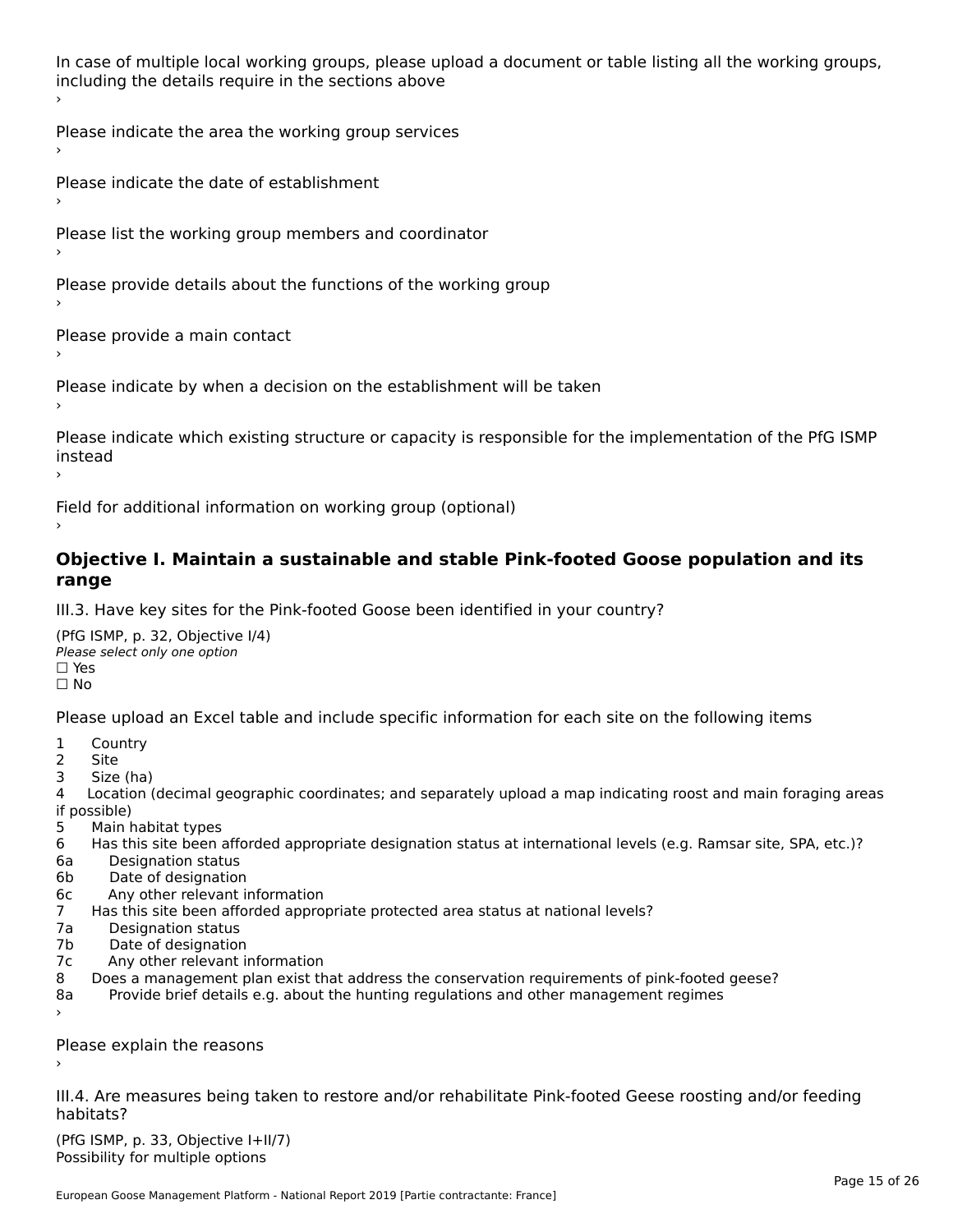In case of multiple local working groups, please upload a document or table listing all the working groups, including the details require in the sections above
›

Please indicate the area the working group services
›

Please indicate the date of establishment
›

Please list the working group members and coordinator
›

Please provide details about the functions of the working group
›

Please provide a main contact
›

Please indicate by when a decision on the establishment will be taken
›

Please indicate which existing structure or capacity is responsible for the implementation of the PfG ISMP instead
›

Field for additional information on working group (optional)
›

## Objective I. Maintain a sustainable and stable Pink-footed Goose population and its range

III.3. Have key sites for the Pink-footed Goose been identified in your country?

(PfG ISMP, p. 32, Objective I/4)
*Please select only one option*
☐ Yes
☐ No

Please upload an Excel table and include specific information for each site on the following items

1 Country
2 Site
3 Size (ha)
4 Location (decimal geographic coordinates; and separately upload a map indicating roost and main foraging areas if possible)
5 Main habitat types
6 Has this site been afforded appropriate designation status at international levels (e.g. Ramsar site, SPA, etc.)?
6a Designation status
6b Date of designation
6c Any other relevant information
7 Has this site been afforded appropriate protected area status at national levels?
7a Designation status
7b Date of designation
7c Any other relevant information
8 Does a management plan exist that address the conservation requirements of pink-footed geese?
8a Provide brief details e.g. about the hunting regulations and other management regimes
›

Please explain the reasons
›

III.4. Are measures being taken to restore and/or rehabilitate Pink-footed Geese roosting and/or feeding habitats?

(PfG ISMP, p. 33, Objective I+II/7)
Possibility for multiple options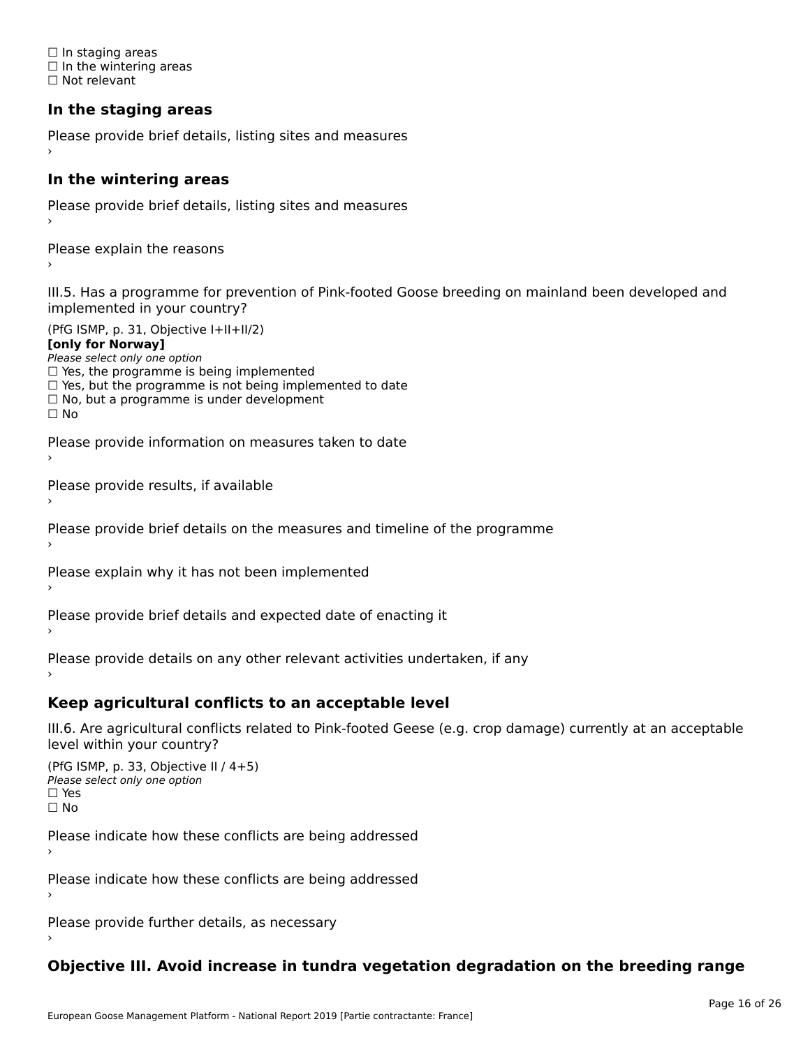☐ In staging areas
☐ In the wintering areas
☐ Not relevant

### In the staging areas

Please provide brief details, listing sites and measures
›

### In the wintering areas

Please provide brief details, listing sites and measures
›

Please explain the reasons
›

III.5. Has a programme for prevention of Pink-footed Goose breeding on mainland been developed and implemented in your country?

(PfG ISMP, p. 31, Objective I+II+II/2)
**[only for Norway]**
*Please select only one option*
☐ Yes, the programme is being implemented
☐ Yes, but the programme is not being implemented to date
☐ No, but a programme is under development
☐ No

Please provide information on measures taken to date
›

Please provide results, if available
›

Please provide brief details on the measures and timeline of the programme
›

Please explain why it has not been implemented
›

Please provide brief details and expected date of enacting it
›

Please provide details on any other relevant activities undertaken, if any
›

### Keep agricultural conflicts to an acceptable level

III.6. Are agricultural conflicts related to Pink-footed Geese (e.g. crop damage) currently at an acceptable level within your country?

(PfG ISMP, p. 33, Objective II / 4+5)
*Please select only one option*
☐ Yes
☐ No

Please indicate how these conflicts are being addressed
›

Please indicate how these conflicts are being addressed
›

Please provide further details, as necessary
›

### Objective III. Avoid increase in tundra vegetation degradation on the breeding range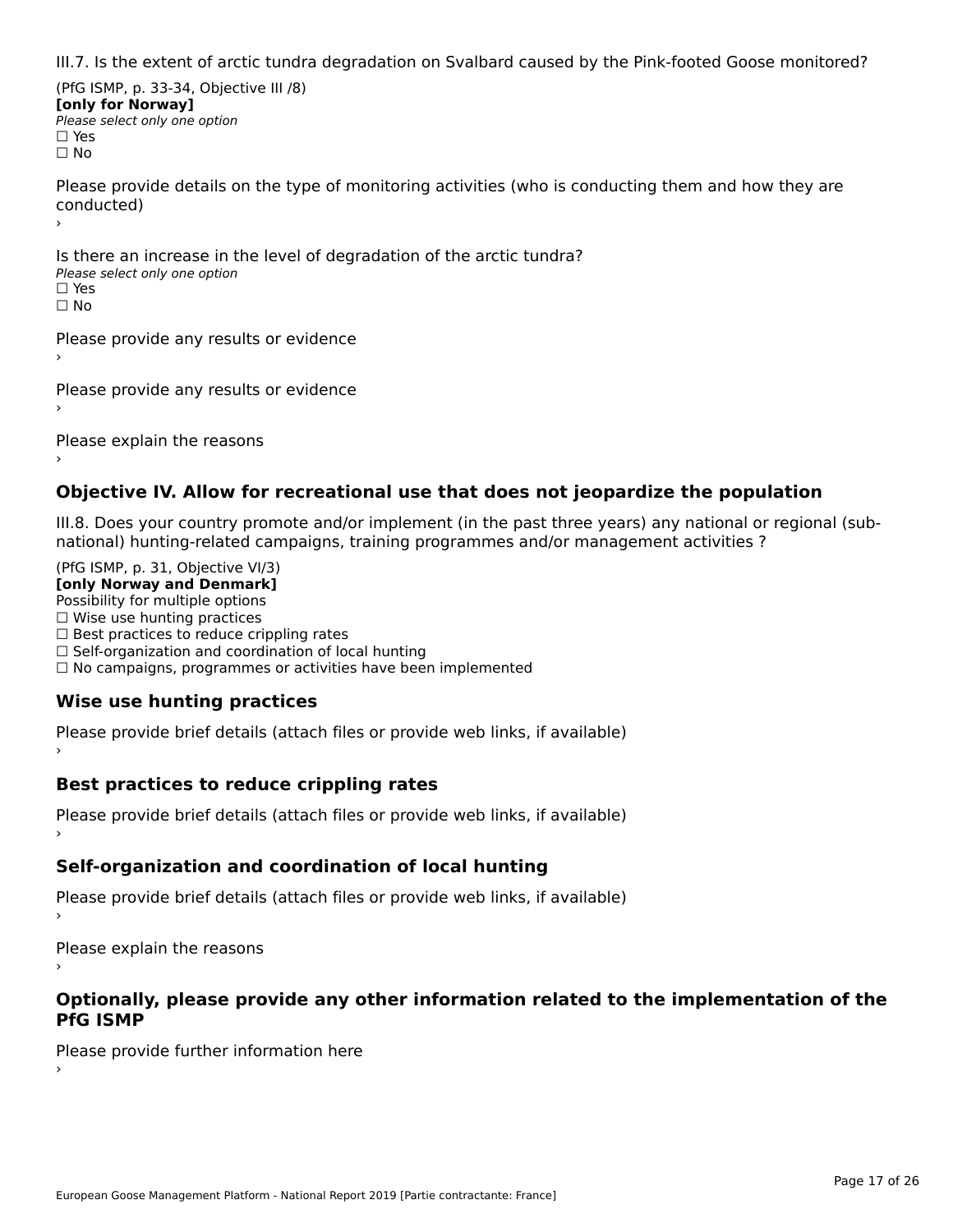III.7. Is the extent of arctic tundra degradation on Svalbard caused by the Pink-footed Goose monitored?

(PfG ISMP, p. 33-34, Objective III /8)
**[only for Norway]**
*Please select only one option*
☐ Yes
☐ No

Please provide details on the type of monitoring activities (who is conducting them and how they are conducted)
›

Is there an increase in the level of degradation of the arctic tundra?
*Please select only one option*
☐ Yes
☐ No

Please provide any results or evidence
›

Please provide any results or evidence
›

Please explain the reasons
›

## Objective IV. Allow for recreational use that does not jeopardize the population

III.8. Does your country promote and/or implement (in the past three years) any national or regional (sub-national) hunting-related campaigns, training programmes and/or management activities ?

(PfG ISMP, p. 31, Objective VI/3)
**[only Norway and Denmark]**
Possibility for multiple options
☐ Wise use hunting practices
☐ Best practices to reduce crippling rates
☐ Self-organization and coordination of local hunting
☐ No campaigns, programmes or activities have been implemented

### Wise use hunting practices

Please provide brief details (attach files or provide web links, if available)
›

### Best practices to reduce crippling rates

Please provide brief details (attach files or provide web links, if available)
›

### Self-organization and coordination of local hunting

Please provide brief details (attach files or provide web links, if available)
›

Please explain the reasons
›

## Optionally, please provide any other information related to the implementation of the PfG ISMP

Please provide further information here
›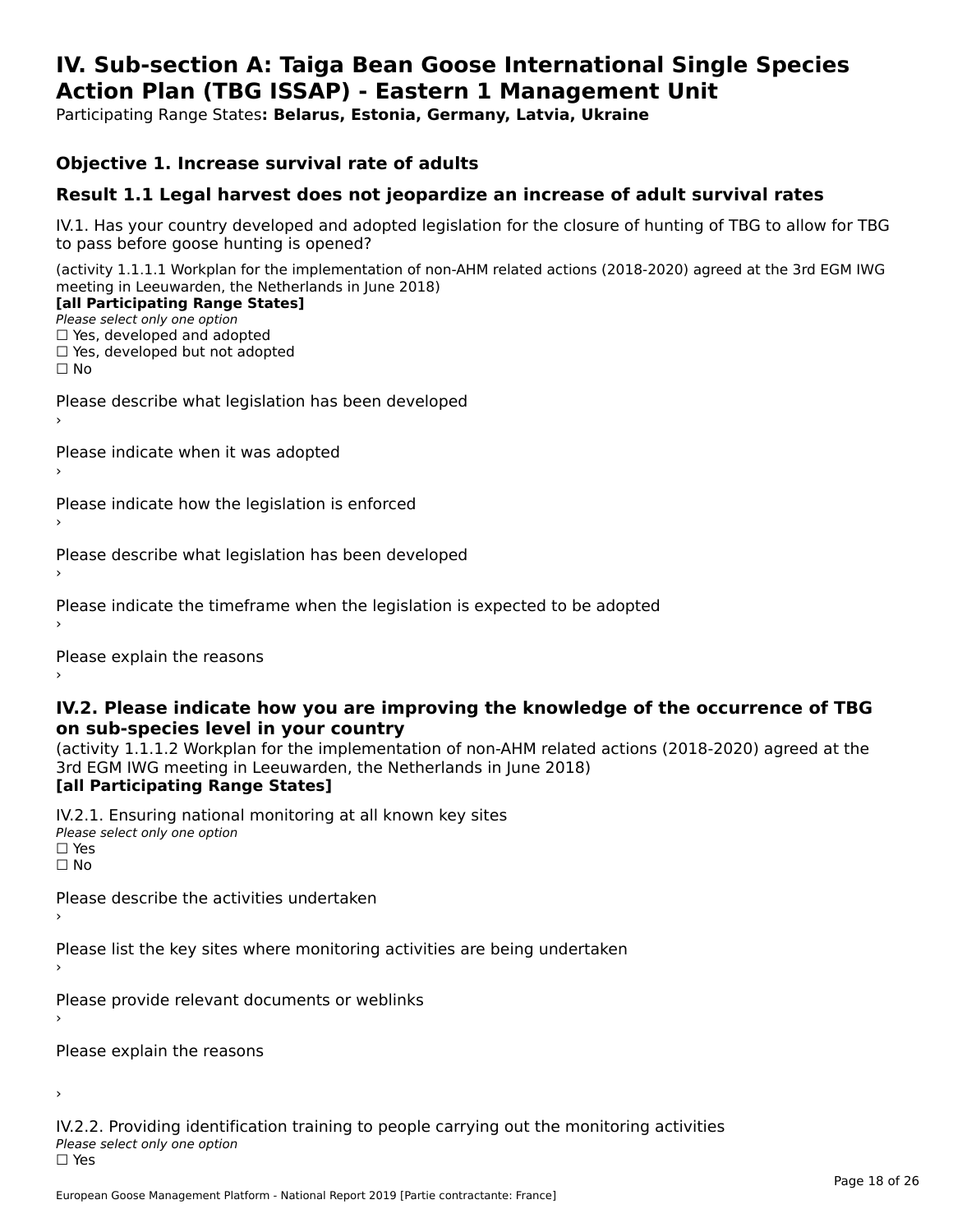# IV. Sub-section A: Taiga Bean Goose International Single Species Action Plan (TBG ISSAP) - Eastern 1 Management Unit

Participating Range States**: Belarus, Estonia, Germany, Latvia, Ukraine**

## Objective 1. Increase survival rate of adults

## Result 1.1 Legal harvest does not jeopardize an increase of adult survival rates

IV.1. Has your country developed and adopted legislation for the closure of hunting of TBG to allow for TBG to pass before goose hunting is opened?

(activity 1.1.1.1 Workplan for the implementation of non-AHM related actions (2018-2020) agreed at the 3rd EGM IWG meeting in Leeuwarden, the Netherlands in June 2018)

**[all Participating Range States]**

*Please select only one option*

☐ Yes, developed and adopted
☐ Yes, developed but not adopted
☐ No

Please describe what legislation has been developed
›

Please indicate when it was adopted
›

Please indicate how the legislation is enforced
›

Please describe what legislation has been developed
›

Please indicate the timeframe when the legislation is expected to be adopted
›

Please explain the reasons
›

### IV.2. Please indicate how you are improving the knowledge of the occurrence of TBG on sub-species level in your country

(activity 1.1.1.2 Workplan for the implementation of non-AHM related actions (2018-2020) agreed at the 3rd EGM IWG meeting in Leeuwarden, the Netherlands in June 2018)

**[all Participating Range States]**

IV.2.1. Ensuring national monitoring at all known key sites

*Please select only one option*

☐ Yes
☐ No

Please describe the activities undertaken
›

Please list the key sites where monitoring activities are being undertaken
›

Please provide relevant documents or weblinks
›

Please explain the reasons

›

IV.2.2. Providing identification training to people carrying out the monitoring activities

*Please select only one option*

☐ Yes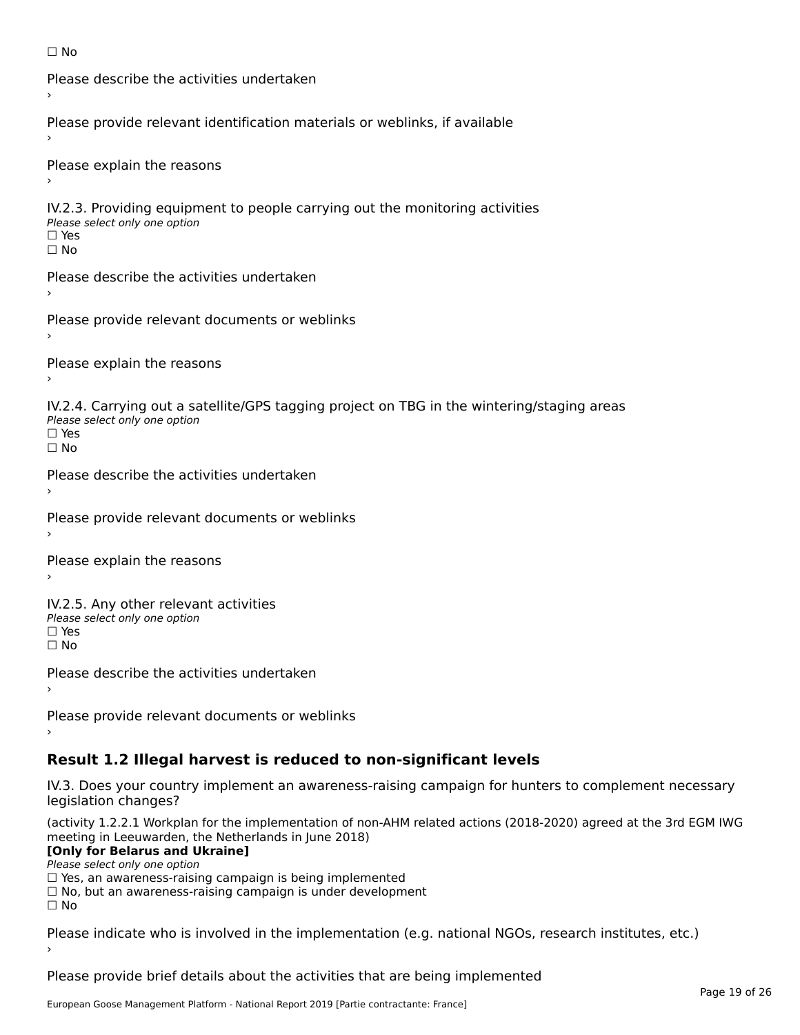☐ No

Please describe the activities undertaken
›

Please provide relevant identification materials or weblinks, if available
›

Please explain the reasons
›

IV.2.3. Providing equipment to people carrying out the monitoring activities
*Please select only one option*
☐ Yes
☐ No

Please describe the activities undertaken
›

Please provide relevant documents or weblinks
›

Please explain the reasons
›

IV.2.4. Carrying out a satellite/GPS tagging project on TBG in the wintering/staging areas
*Please select only one option*
☐ Yes
☐ No

Please describe the activities undertaken
›

Please provide relevant documents or weblinks
›

Please explain the reasons
›

IV.2.5. Any other relevant activities
*Please select only one option*
☐ Yes
☐ No

Please describe the activities undertaken
›

Please provide relevant documents or weblinks
›

## Result 1.2 Illegal harvest is reduced to non-significant levels

IV.3. Does your country implement an awareness-raising campaign for hunters to complement necessary legislation changes?

(activity 1.2.2.1 Workplan for the implementation of non-AHM related actions (2018-2020) agreed at the 3rd EGM IWG meeting in Leeuwarden, the Netherlands in June 2018)
**[Only for Belarus and Ukraine]**
*Please select only one option*
☐ Yes, an awareness-raising campaign is being implemented
☐ No, but an awareness-raising campaign is under development
☐ No

Please indicate who is involved in the implementation (e.g. national NGOs, research institutes, etc.)
›

Please provide brief details about the activities that are being implemented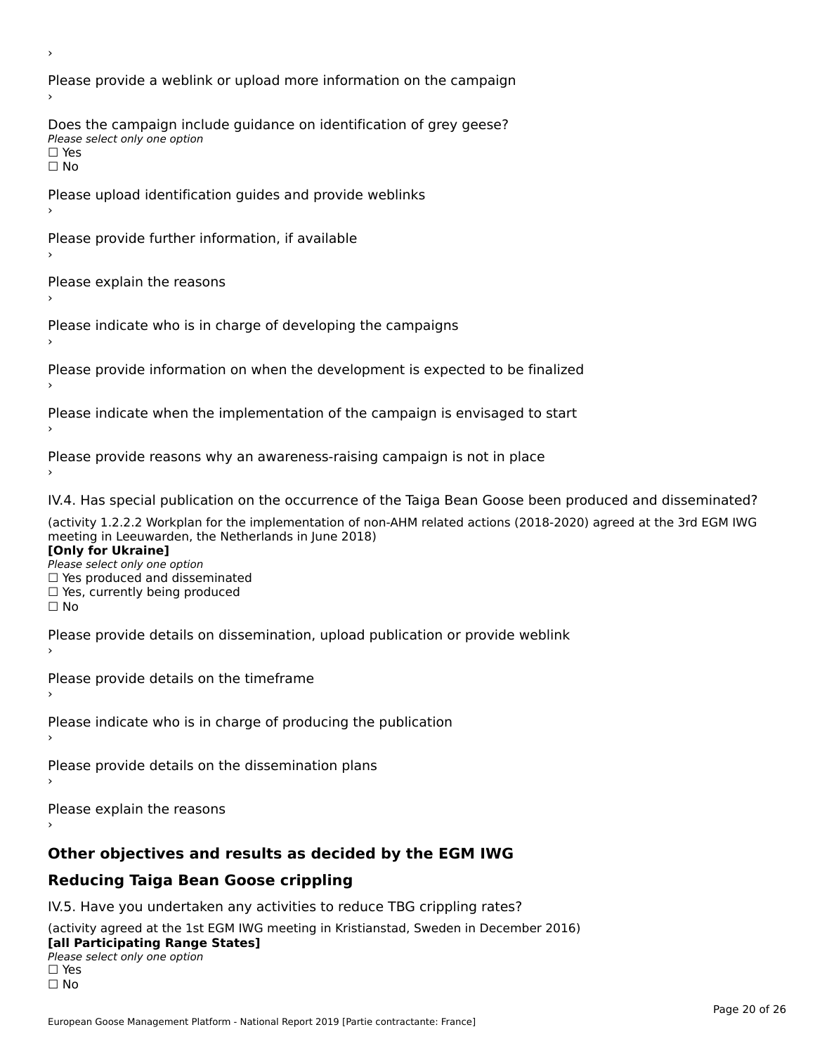›

Please provide a weblink or upload more information on the campaign

›

Does the campaign include guidance on identification of grey geese?

*Please select only one option*

☐ Yes

☐ No

Please upload identification guides and provide weblinks

›

Please provide further information, if available

›

Please explain the reasons

›

Please indicate who is in charge of developing the campaigns

›

Please provide information on when the development is expected to be finalized

›

Please indicate when the implementation of the campaign is envisaged to start

›

Please provide reasons why an awareness-raising campaign is not in place

›

IV.4. Has special publication on the occurrence of the Taiga Bean Goose been produced and disseminated?

(activity 1.2.2.2 Workplan for the implementation of non-AHM related actions (2018-2020) agreed at the 3rd EGM IWG meeting in Leeuwarden, the Netherlands in June 2018)

**[Only for Ukraine]**

*Please select only one option*

☐ Yes produced and disseminated

☐ Yes, currently being produced

☐ No

Please provide details on dissemination, upload publication or provide weblink

›

Please provide details on the timeframe

›

Please indicate who is in charge of producing the publication

›

Please provide details on the dissemination plans

›

Please explain the reasons

›

## Other objectives and results as decided by the EGM IWG

## Reducing Taiga Bean Goose crippling

IV.5. Have you undertaken any activities to reduce TBG crippling rates?

(activity agreed at the 1st EGM IWG meeting in Kristianstad, Sweden in December 2016)

**[all Participating Range States]**

*Please select only one option*

☐ Yes

☐ No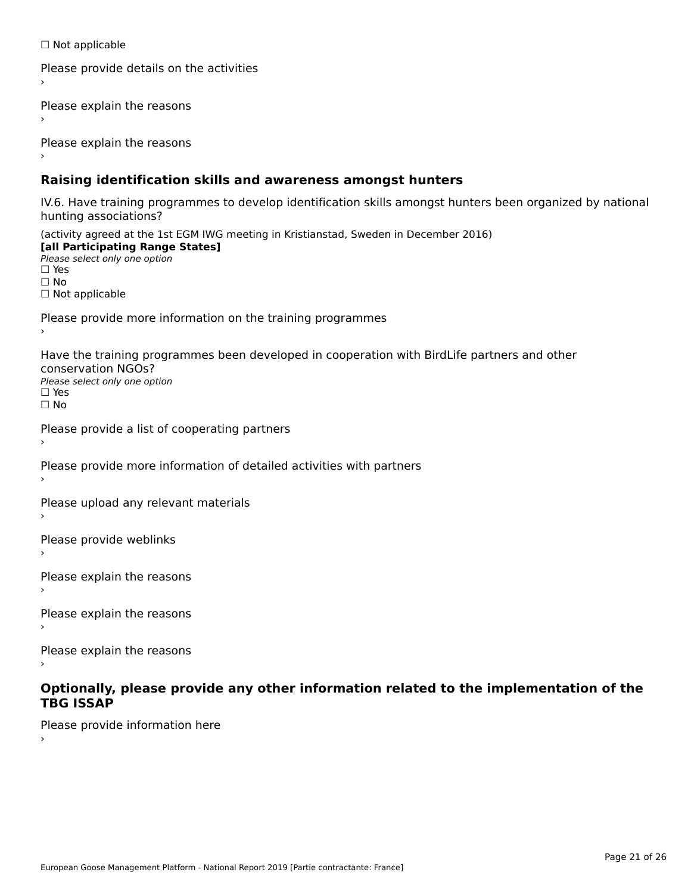☐ Not applicable

Please provide details on the activities
›

Please explain the reasons
›

Please explain the reasons
›

## Raising identification skills and awareness amongst hunters

IV.6. Have training programmes to develop identification skills amongst hunters been organized by national hunting associations?

(activity agreed at the 1st EGM IWG meeting in Kristianstad, Sweden in December 2016)
**[all Participating Range States]**
*Please select only one option*
☐ Yes
☐ No
☐ Not applicable

Please provide more information on the training programmes
›

Have the training programmes been developed in cooperation with BirdLife partners and other conservation NGOs?
*Please select only one option*
☐ Yes
☐ No

Please provide a list of cooperating partners
›

Please provide more information of detailed activities with partners
›

Please upload any relevant materials
›

Please provide weblinks
›

Please explain the reasons
›

Please explain the reasons
›

Please explain the reasons
›

## Optionally, please provide any other information related to the implementation of the TBG ISSAP

Please provide information here
›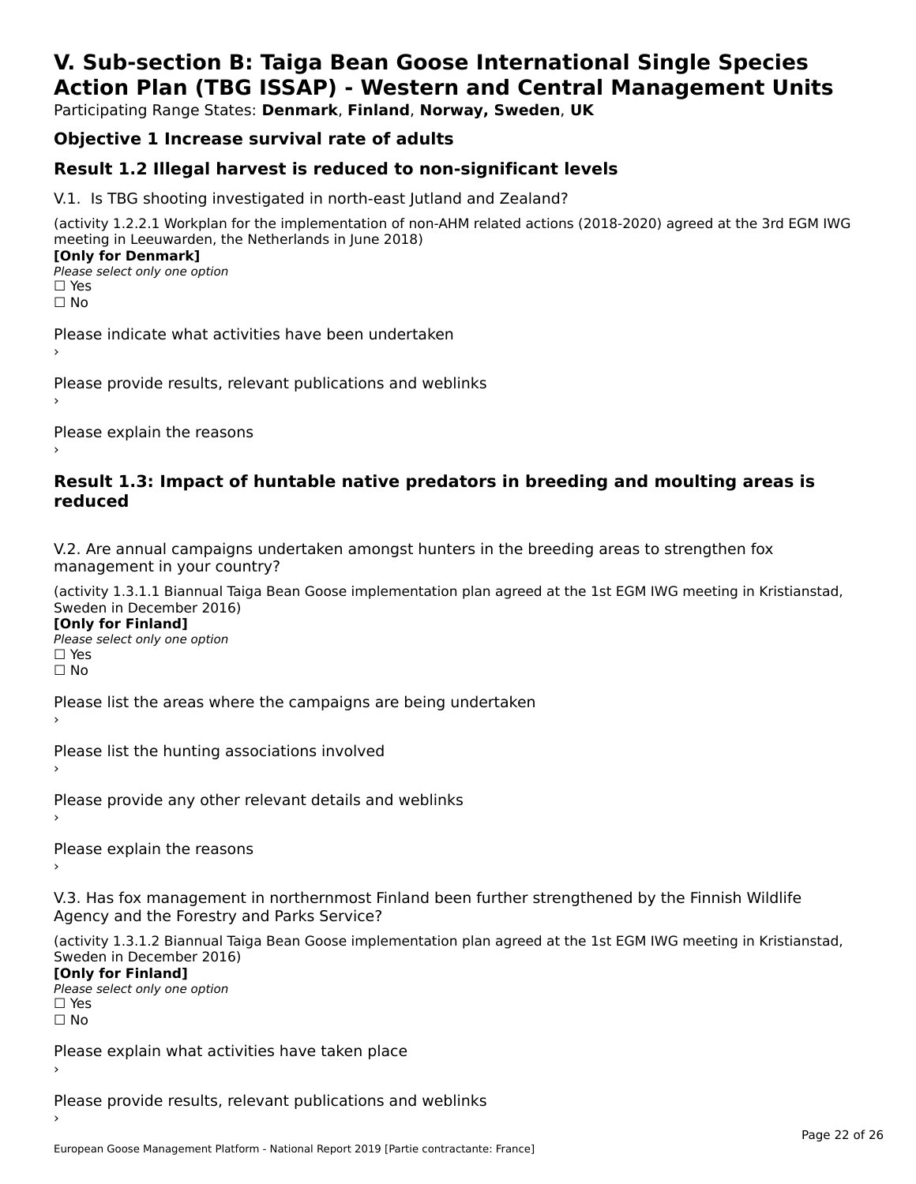# V. Sub-section B: Taiga Bean Goose International Single Species Action Plan (TBG ISSAP) - Western and Central Management Units

Participating Range States: **Denmark**, **Finland**, **Norway, Sweden**, **UK**

## Objective 1 Increase survival rate of adults

### Result 1.2 Illegal harvest is reduced to non-significant levels

V.1. Is TBG shooting investigated in north-east Jutland and Zealand?

(activity 1.2.2.1 Workplan for the implementation of non-AHM related actions (2018-2020) agreed at the 3rd EGM IWG meeting in Leeuwarden, the Netherlands in June 2018)

**[Only for Denmark]**

*Please select only one option*

☐ Yes

☐ No

Please indicate what activities have been undertaken

›

Please provide results, relevant publications and weblinks

›

Please explain the reasons

›

### Result 1.3: Impact of huntable native predators in breeding and moulting areas is reduced

V.2. Are annual campaigns undertaken amongst hunters in the breeding areas to strengthen fox management in your country?

(activity 1.3.1.1 Biannual Taiga Bean Goose implementation plan agreed at the 1st EGM IWG meeting in Kristianstad, Sweden in December 2016)

**[Only for Finland]**

*Please select only one option*

☐ Yes

☐ No

Please list the areas where the campaigns are being undertaken

›

Please list the hunting associations involved

›

Please provide any other relevant details and weblinks

›

Please explain the reasons

›

V.3. Has fox management in northernmost Finland been further strengthened by the Finnish Wildlife Agency and the Forestry and Parks Service?

(activity 1.3.1.2 Biannual Taiga Bean Goose implementation plan agreed at the 1st EGM IWG meeting in Kristianstad, Sweden in December 2016)

**[Only for Finland]**

*Please select only one option*

☐ Yes

☐ No

Please explain what activities have taken place

›

Please provide results, relevant publications and weblinks

›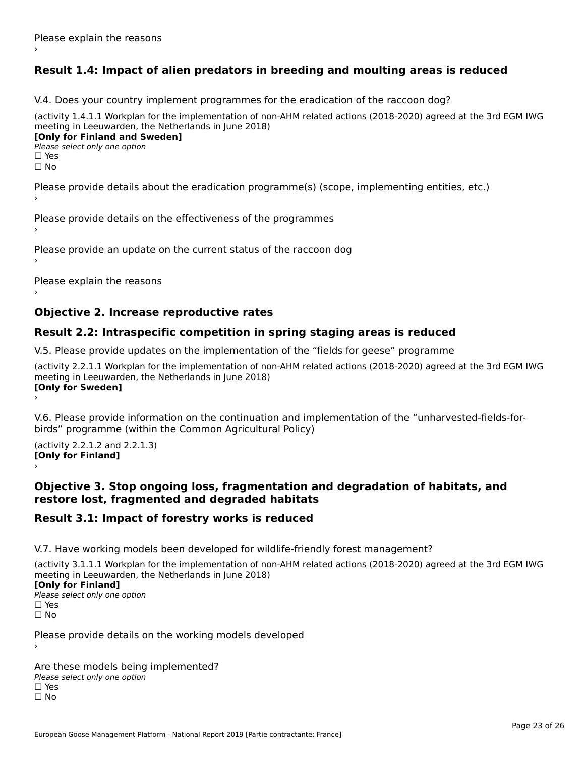Please explain the reasons

›

## Result 1.4: Impact of alien predators in breeding and moulting areas is reduced

V.4. Does your country implement programmes for the eradication of the raccoon dog?

(activity 1.4.1.1 Workplan for the implementation of non-AHM related actions (2018-2020) agreed at the 3rd EGM IWG meeting in Leeuwarden, the Netherlands in June 2018)

**[Only for Finland and Sweden]**

*Please select only one option*

☐ Yes

☐ No

Please provide details about the eradication programme(s) (scope, implementing entities, etc.)

›

Please provide details on the effectiveness of the programmes

›

Please provide an update on the current status of the raccoon dog

›

Please explain the reasons

›

# Objective 2. Increase reproductive rates

## Result 2.2: Intraspecific competition in spring staging areas is reduced

V.5. Please provide updates on the implementation of the “fields for geese” programme

(activity 2.2.1.1 Workplan for the implementation of non-AHM related actions (2018-2020) agreed at the 3rd EGM IWG meeting in Leeuwarden, the Netherlands in June 2018)

**[Only for Sweden]**

›

V.6. Please provide information on the continuation and implementation of the “unharvested-fields-for-birds” programme (within the Common Agricultural Policy)

(activity 2.2.1.2 and 2.2.1.3)

**[Only for Finland]**

›

# Objective 3. Stop ongoing loss, fragmentation and degradation of habitats, and restore lost, fragmented and degraded habitats

## Result 3.1: Impact of forestry works is reduced

V.7. Have working models been developed for wildlife-friendly forest management?

(activity 3.1.1.1 Workplan for the implementation of non-AHM related actions (2018-2020) agreed at the 3rd EGM IWG meeting in Leeuwarden, the Netherlands in June 2018)

**[Only for Finland]**

*Please select only one option*

☐ Yes

☐ No

Please provide details on the working models developed

›

Are these models being implemented?

*Please select only one option*

☐ Yes

☐ No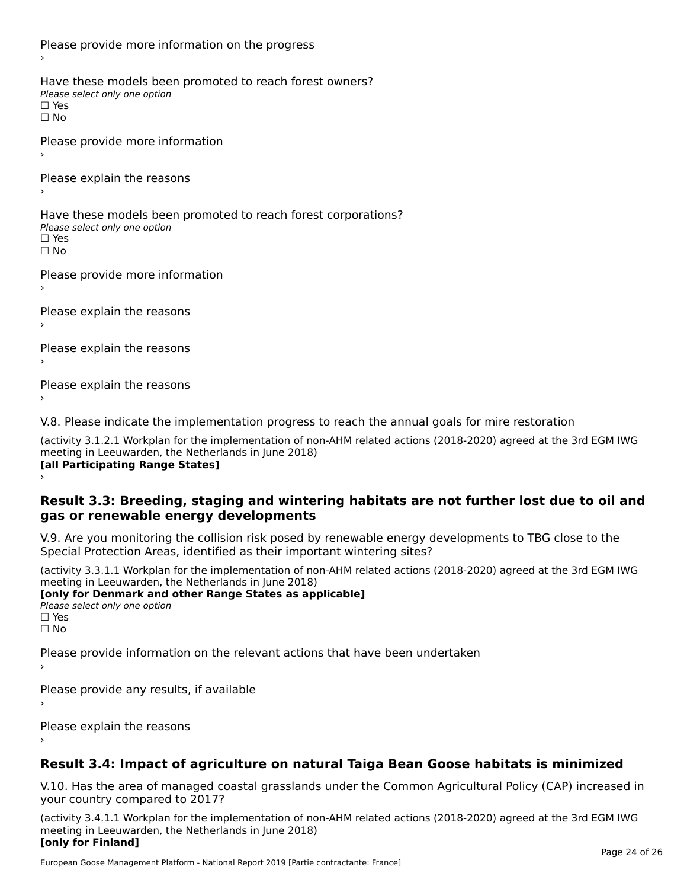Please provide more information on the progress

›

Have these models been promoted to reach forest owners?

*Please select only one option*

☐ Yes

☐ No

Please provide more information

›

Please explain the reasons

›

Have these models been promoted to reach forest corporations?

*Please select only one option*

☐ Yes

☐ No

Please provide more information

›

Please explain the reasons

›

Please explain the reasons

›

Please explain the reasons

›

V.8. Please indicate the implementation progress to reach the annual goals for mire restoration

(activity 3.1.2.1 Workplan for the implementation of non-AHM related actions (2018-2020) agreed at the 3rd EGM IWG meeting in Leeuwarden, the Netherlands in June 2018)

**[all Participating Range States]**

›

## Result 3.3: Breeding, staging and wintering habitats are not further lost due to oil and gas or renewable energy developments

V.9. Are you monitoring the collision risk posed by renewable energy developments to TBG close to the Special Protection Areas, identified as their important wintering sites?

(activity 3.3.1.1 Workplan for the implementation of non-AHM related actions (2018-2020) agreed at the 3rd EGM IWG meeting in Leeuwarden, the Netherlands in June 2018)

**[only for Denmark and other Range States as applicable]**

*Please select only one option*

☐ Yes

☐ No

Please provide information on the relevant actions that have been undertaken

›

Please provide any results, if available

›

Please explain the reasons

›

## Result 3.4: Impact of agriculture on natural Taiga Bean Goose habitats is minimized

V.10. Has the area of managed coastal grasslands under the Common Agricultural Policy (CAP) increased in your country compared to 2017?

(activity 3.4.1.1 Workplan for the implementation of non-AHM related actions (2018-2020) agreed at the 3rd EGM IWG meeting in Leeuwarden, the Netherlands in June 2018)

**[only for Finland]**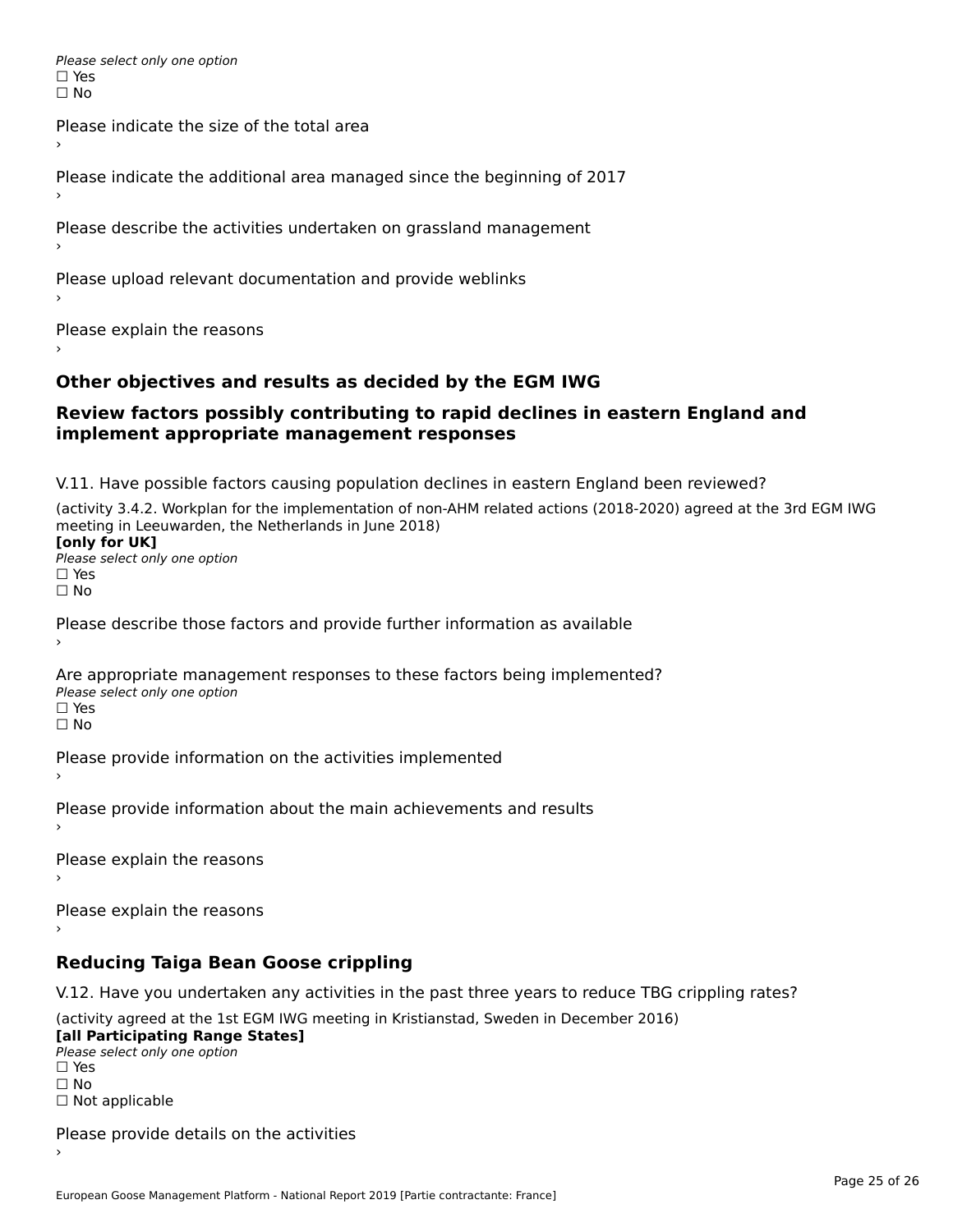*Please select only one option*
☐ Yes
☐ No

Please indicate the size of the total area
›

Please indicate the additional area managed since the beginning of 2017
›

Please describe the activities undertaken on grassland management
›

Please upload relevant documentation and provide weblinks
›

Please explain the reasons
›

## Other objectives and results as decided by the EGM IWG

## Review factors possibly contributing to rapid declines in eastern England and implement appropriate management responses

V.11. Have possible factors causing population declines in eastern England been reviewed?

(activity 3.4.2. Workplan for the implementation of non-AHM related actions (2018-2020) agreed at the 3rd EGM IWG meeting in Leeuwarden, the Netherlands in June 2018)
**[only for UK]**
*Please select only one option*
☐ Yes
☐ No

Please describe those factors and provide further information as available
›

Are appropriate management responses to these factors being implemented?
*Please select only one option*
☐ Yes
☐ No

Please provide information on the activities implemented
›

Please provide information about the main achievements and results
›

Please explain the reasons
›

Please explain the reasons
›

## Reducing Taiga Bean Goose crippling

V.12. Have you undertaken any activities in the past three years to reduce TBG crippling rates?

(activity agreed at the 1st EGM IWG meeting in Kristianstad, Sweden in December 2016)
**[all Participating Range States]**
*Please select only one option*
☐ Yes
☐ No
☐ Not applicable

Please provide details on the activities
›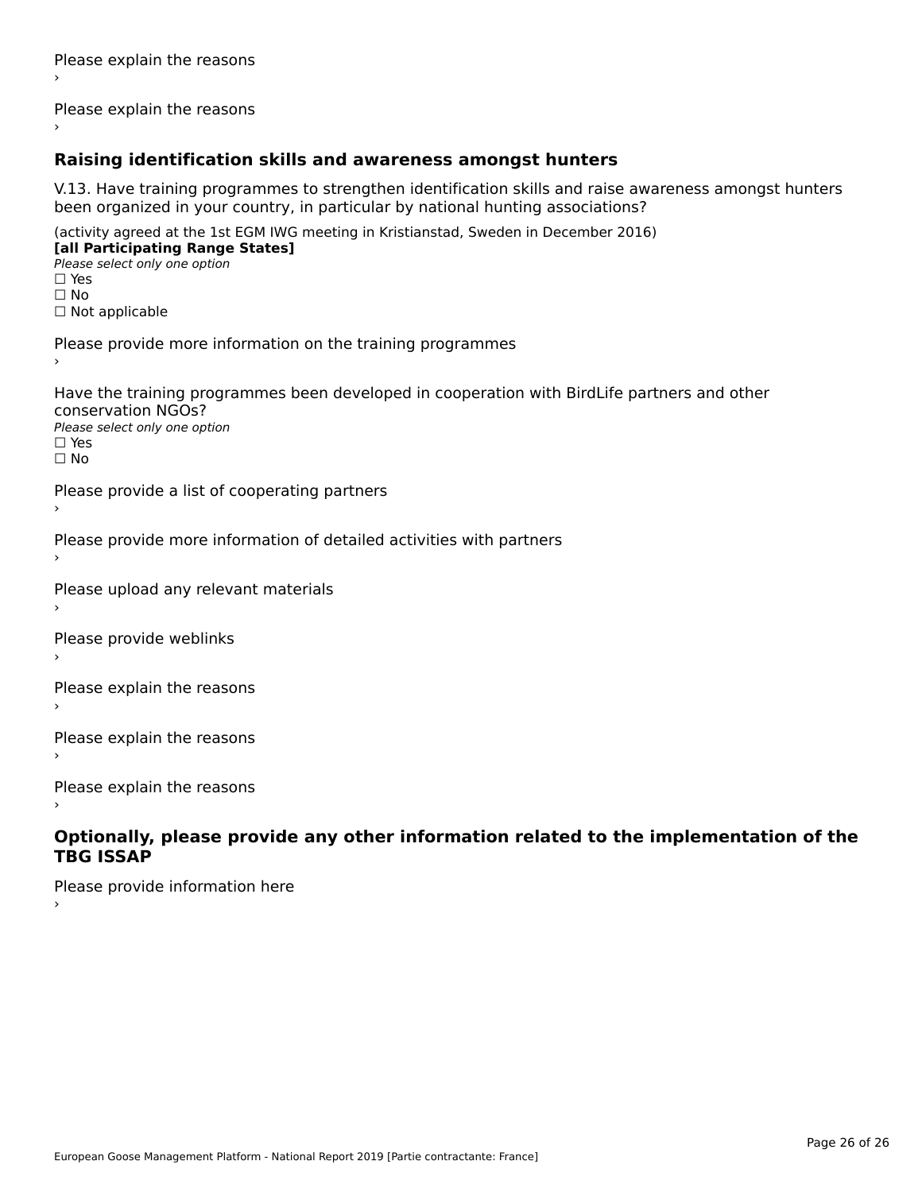Please explain the reasons
›

Please explain the reasons
›

## Raising identification skills and awareness amongst hunters

V.13. Have training programmes to strengthen identification skills and raise awareness amongst hunters been organized in your country, in particular by national hunting associations?

(activity agreed at the 1st EGM IWG meeting in Kristianstad, Sweden in December 2016)
**[all Participating Range States]**
*Please select only one option*
☐ Yes
☐ No
☐ Not applicable

Please provide more information on the training programmes
›

Have the training programmes been developed in cooperation with BirdLife partners and other conservation NGOs?
*Please select only one option*
☐ Yes
☐ No

Please provide a list of cooperating partners
›

Please provide more information of detailed activities with partners
›

Please upload any relevant materials
›

Please provide weblinks
›

Please explain the reasons
›

Please explain the reasons
›

Please explain the reasons
›

## Optionally, please provide any other information related to the implementation of the TBG ISSAP

Please provide information here
›